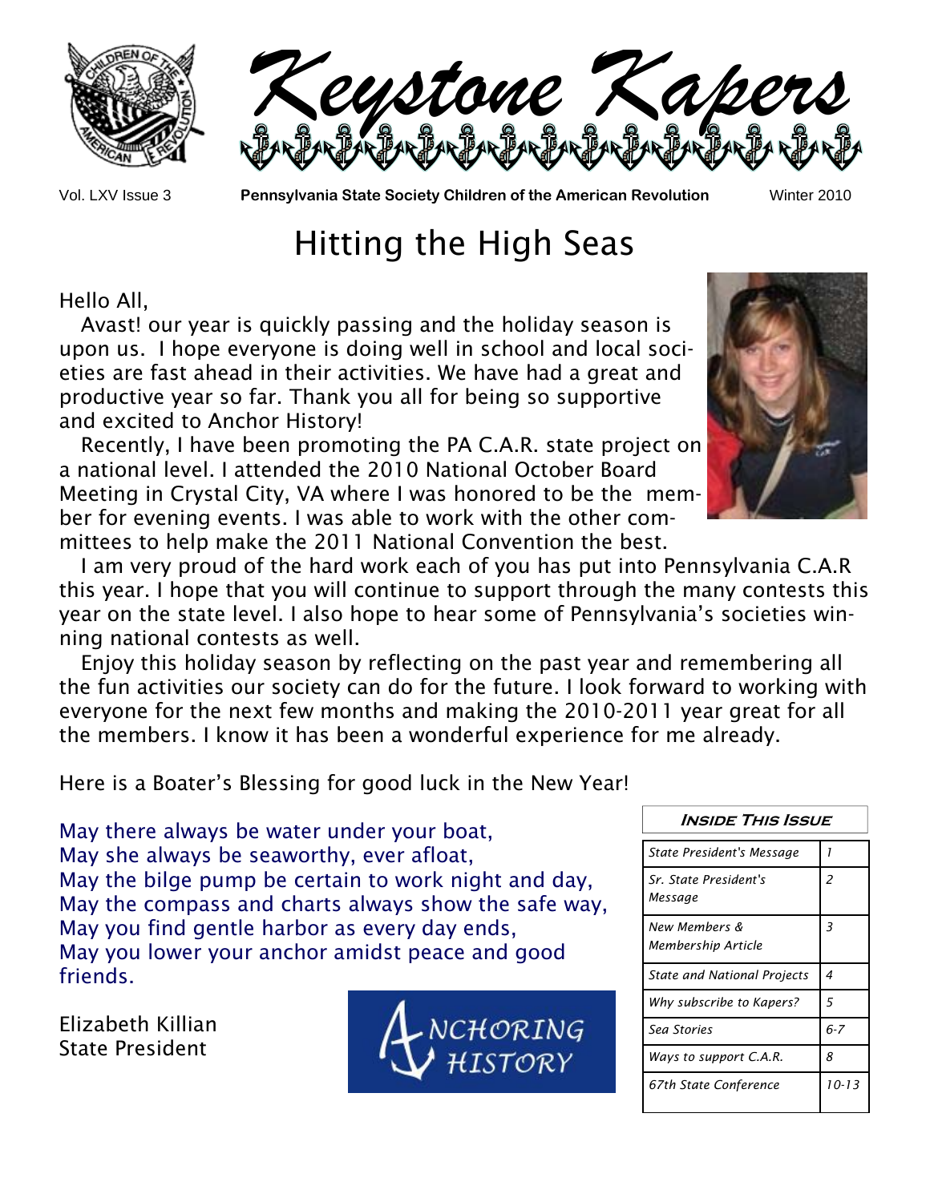# Keystone Kapers

Vol. LXV Issue 3 **Pennsylvania State Society Children of the American Revolution** Winter 2010

## Hitting the High Seas

Hello All,

Avast! our year is quickly passing and the holiday season is upon us. I hope everyone is doing well in school and local societies are fast ahead in their activities. We have had a great and productive year so far. Thank you all for being so supportive and excited to Anchor History!

Recently, I have been promoting the PA C.A.R. state project on a national level. I attended the 2010 National October Board Meeting in Crystal City, VA where I was honored to be the member for evening events. I was able to work with the other committees to help make the 2011 National Convention the best.

I am very proud of the hard work each of you has put into Pennsylvania C.A.R this year. I hope that you will continue to support through the many contests this year on the state level. I also hope to hear some of Pennsylvania's societies winning national contests as well.

Enjoy this holiday season by reflecting on the past year and remembering all the fun activities our society can do for the future. I look forward to working with everyone for the next few months and making the 2010-2011 year great for all the members. I know it has been a wonderful experience for me already.

Here is a Boater's Blessing for good luck in the New Year!

May there always be water under your boat,  
May she always be seaworthy, ever afloat,  
May the bilge pump be certain to work night and day,  
May the compass and charts always show the safe way,  
May you find gentle harbor as every day ends,  
May you lower your anchor amidst peace and good friends.

Elizabeth Killian  
State President

ANCHORING HISTORY

| *Inside This Issue* | |
|---|---|
| *State President's Message* | *1* |
| *Sr. State President's Message* | *2* |
| *New Members & Membership Article* | *3* |
| *State and National Projects* | *4* |
| *Why subscribe to Kapers?* | *5* |
| *Sea Stories* | *6-7* |
| *Ways to support C.A.R.* | *8* |
| *67th State Conference* | *10-13* |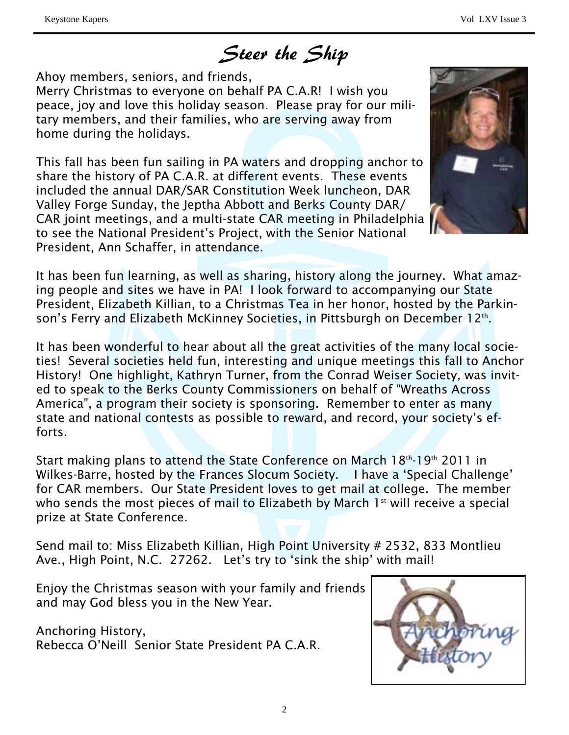# *Steer the Ship*

Ahoy members, seniors, and friends,
Merry Christmas to everyone on behalf PA C.A.R! I wish you peace, joy and love this holiday season. Please pray for our military members, and their families, who are serving away from home during the holidays.

This fall has been fun sailing in PA waters and dropping anchor to share the history of PA C.A.R. at different events. These events included the annual DAR/SAR Constitution Week luncheon, DAR Valley Forge Sunday, the Jeptha Abbott and Berks County DAR/CAR joint meetings, and a multi-state CAR meeting in Philadelphia to see the National President's Project, with the Senior National President, Ann Schaffer, in attendance.

It has been fun learning, as well as sharing, history along the journey. What amazing people and sites we have in PA! I look forward to accompanying our State President, Elizabeth Killian, to a Christmas Tea in her honor, hosted by the Parkinson's Ferry and Elizabeth McKinney Societies, in Pittsburgh on December 12th.

It has been wonderful to hear about all the great activities of the many local societies! Several societies held fun, interesting and unique meetings this fall to Anchor History! One highlight, Kathryn Turner, from the Conrad Weiser Society, was invited to speak to the Berks County Commissioners on behalf of "Wreaths Across America", a program their society is sponsoring. Remember to enter as many state and national contests as possible to reward, and record, your society's efforts.

Start making plans to attend the State Conference on March 18th-19th 2011 in Wilkes-Barre, hosted by the Frances Slocum Society. I have a 'Special Challenge' for CAR members. Our State President loves to get mail at college. The member who sends the most pieces of mail to Elizabeth by March 1st will receive a special prize at State Conference.

Send mail to: Miss Elizabeth Killian, High Point University # 2532, 833 Montlieu Ave., High Point, N.C. 27262. Let's try to 'sink the ship' with mail!

Enjoy the Christmas season with your family and friends and may God bless you in the New Year.

Anchoring History,
Rebecca O'Neill Senior State President PA C.A.R.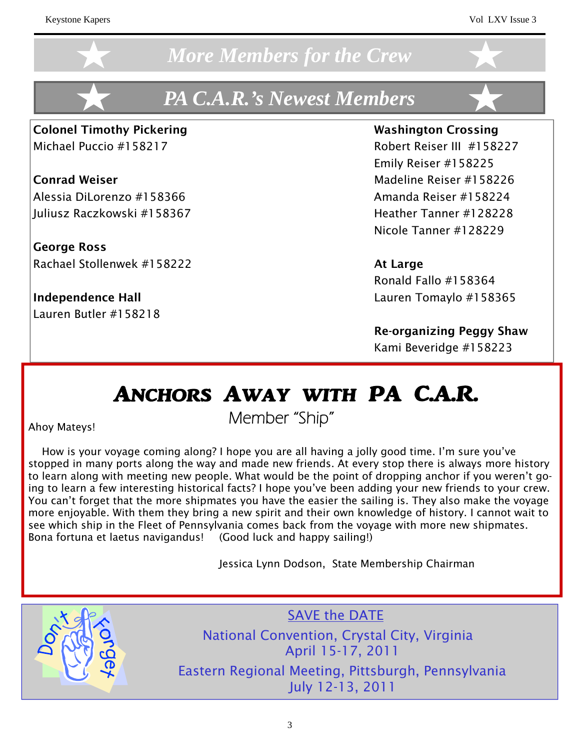# More Members for the Crew

## PA C.A.R.'s Newest Members

**Colonel Timothy Pickering**
Michael Puccio #158217

**Conrad Weiser**
Alessia DiLorenzo #158366
Juliusz Raczkowski #158367

**George Ross**
Rachael Stollenwek #158222

**Independence Hall**
Lauren Butler #158218

**Washington Crossing**
Robert Reiser III #158227
Emily Reiser #158225
Madeline Reiser #158226
Amanda Reiser #158224
Heather Tanner #128228
Nicole Tanner #128229

**At Large**
Ronald Fallo #158364
Lauren Tomaylo #158365

**Re-organizing Peggy Shaw**
Kami Beveridge #158223

## Anchors Away with PA C.A.R.

### Member "Ship"

Ahoy Mateys!

How is your voyage coming along? I hope you are all having a jolly good time. I'm sure you've stopped in many ports along the way and made new friends. At every stop there is always more history to learn along with meeting new people. What would be the point of dropping anchor if you weren't going to learn a few interesting historical facts? I hope you've been adding your new friends to your crew. You can't forget that the more shipmates you have the easier the sailing is. They also make the voyage more enjoyable. With them they bring a new spirit and their own knowledge of history. I cannot wait to see which ship in the Fleet of Pennsylvania comes back from the voyage with more new shipmates. Bona fortuna et laetus navigandus! (Good luck and happy sailing!)

Jessica Lynn Dodson, State Membership Chairman

Don't Forget

SAVE the DATE

National Convention, Crystal City, Virginia
April 15-17, 2011

Eastern Regional Meeting, Pittsburgh, Pennsylvania
July 12-13, 2011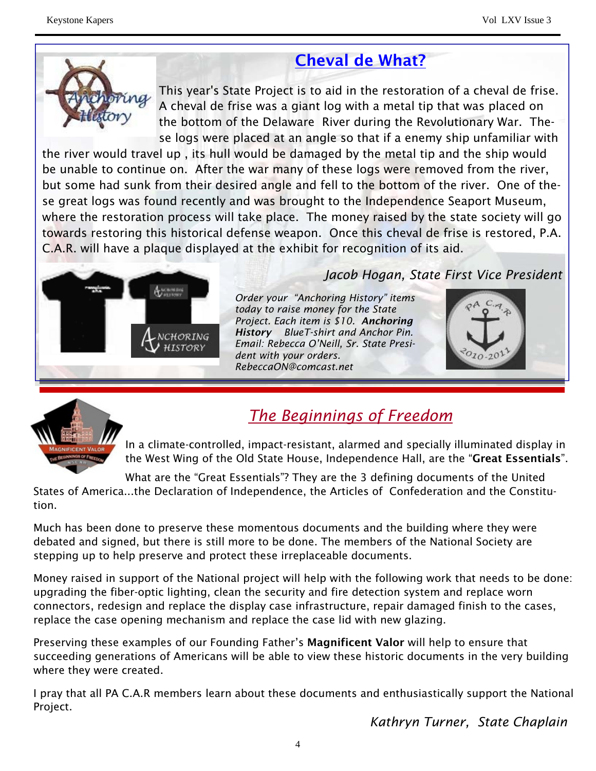## Cheval de What?

This year's State Project is to aid in the restoration of a cheval de frise. A cheval de frise was a giant log with a metal tip that was placed on the bottom of the Delaware River during the Revolutionary War. These logs were placed at an angle so that if a enemy ship unfamiliar with the river would travel up , its hull would be damaged by the metal tip and the ship would be unable to continue on. After the war many of these logs were removed from the river, but some had sunk from their desired angle and fell to the bottom of the river. One of these great logs was found recently and was brought to the Independence Seaport Museum, where the restoration process will take place. The money raised by the state society will go towards restoring this historical defense weapon. Once this cheval de frise is restored, P.A. C.A.R. will have a plaque displayed at the exhibit for recognition of its aid.

*Jacob Hogan, State First Vice President*

*Order your "Anchoring History" items today to raise money for the State Project. Each item is $10.* ***Anchoring History*** *BlueT-shirt and Anchor Pin. Email: Rebecca O'Neill, Sr. State President with your orders. RebeccaON@comcast.net*

## The Beginnings of Freedom

In a climate-controlled, impact-resistant, alarmed and specially illuminated display in the West Wing of the Old State House, Independence Hall, are the "**Great Essentials**".

What are the "Great Essentials"? They are the 3 defining documents of the United States of America...the Declaration of Independence, the Articles of Confederation and the Constitution.

Much has been done to preserve these momentous documents and the building where they were debated and signed, but there is still more to be done. The members of the National Society are stepping up to help preserve and protect these irreplaceable documents.

Money raised in support of the National project will help with the following work that needs to be done: upgrading the fiber-optic lighting, clean the security and fire detection system and replace worn connectors, redesign and replace the display case infrastructure, repair damaged finish to the cases, replace the case opening mechanism and replace the case lid with new glazing.

Preserving these examples of our Founding Father's **Magnificent Valor** will help to ensure that succeeding generations of Americans will be able to view these historic documents in the very building where they were created.

I pray that all PA C.A.R members learn about these documents and enthusiastically support the National Project.

*Kathryn Turner, State Chaplain*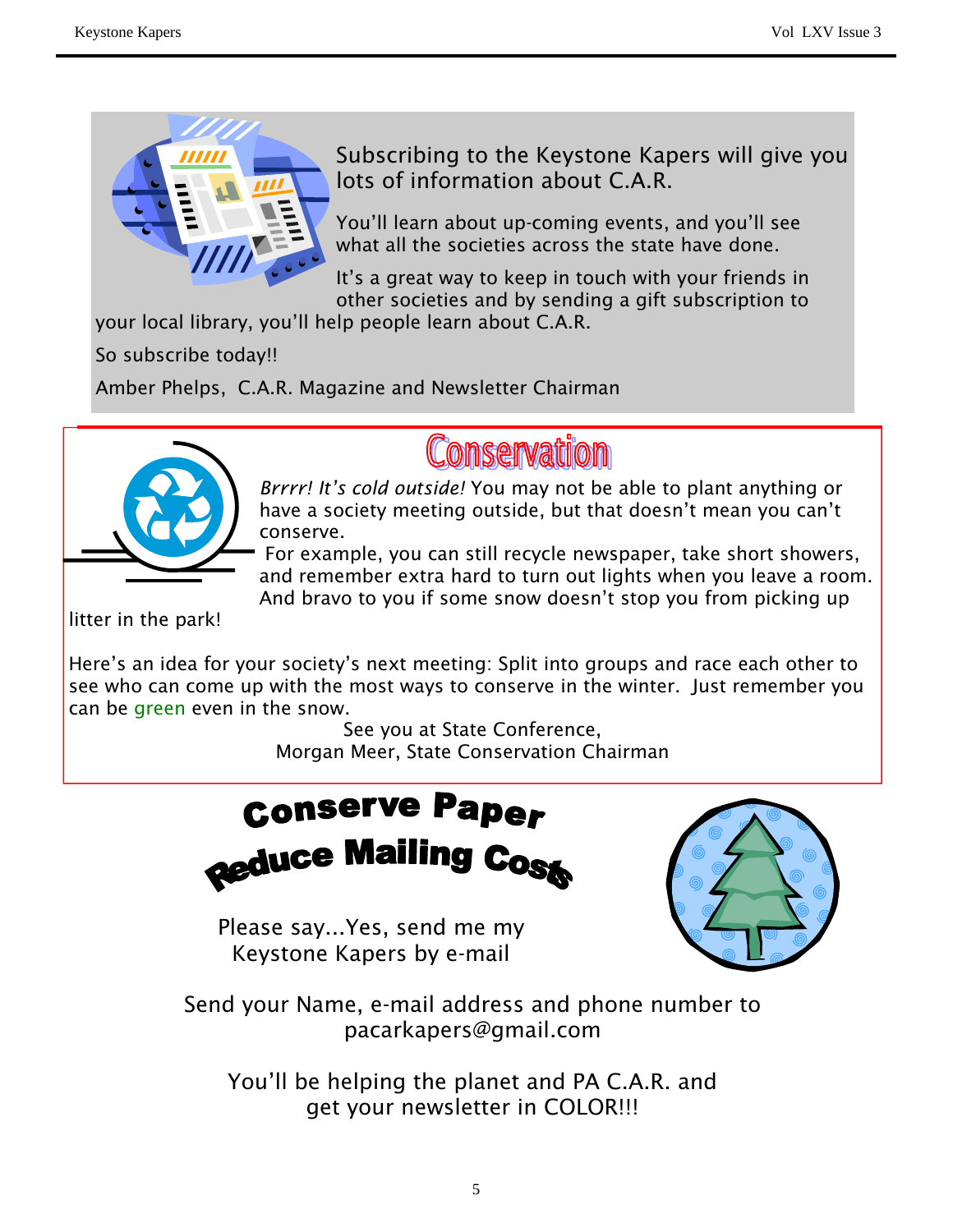Subscribing to the Keystone Kapers will give you lots of information about C.A.R.

You'll learn about up-coming events, and you'll see what all the societies across the state have done.

It's a great way to keep in touch with your friends in other societies and by sending a gift subscription to your local library, you'll help people learn about C.A.R.

So subscribe today!!

Amber Phelps, C.A.R. Magazine and Newsletter Chairman

## Conservation

*Brrrr! It's cold outside!* You may not be able to plant anything or have a society meeting outside, but that doesn't mean you can't conserve.

For example, you can still recycle newspaper, take short showers, and remember extra hard to turn out lights when you leave a room. And bravo to you if some snow doesn't stop you from picking up litter in the park!

Here's an idea for your society's next meeting: Split into groups and race each other to see who can come up with the most ways to conserve in the winter. Just remember you can be green even in the snow.

See you at State Conference,
Morgan Meer, State Conservation Chairman

## Conserve Paper
## Reduce Mailing Costs

Please say...Yes, send me my Keystone Kapers by e-mail

Send your Name, e-mail address and phone number to pacarkapers@gmail.com

You'll be helping the planet and PA C.A.R. and get your newsletter in COLOR!!!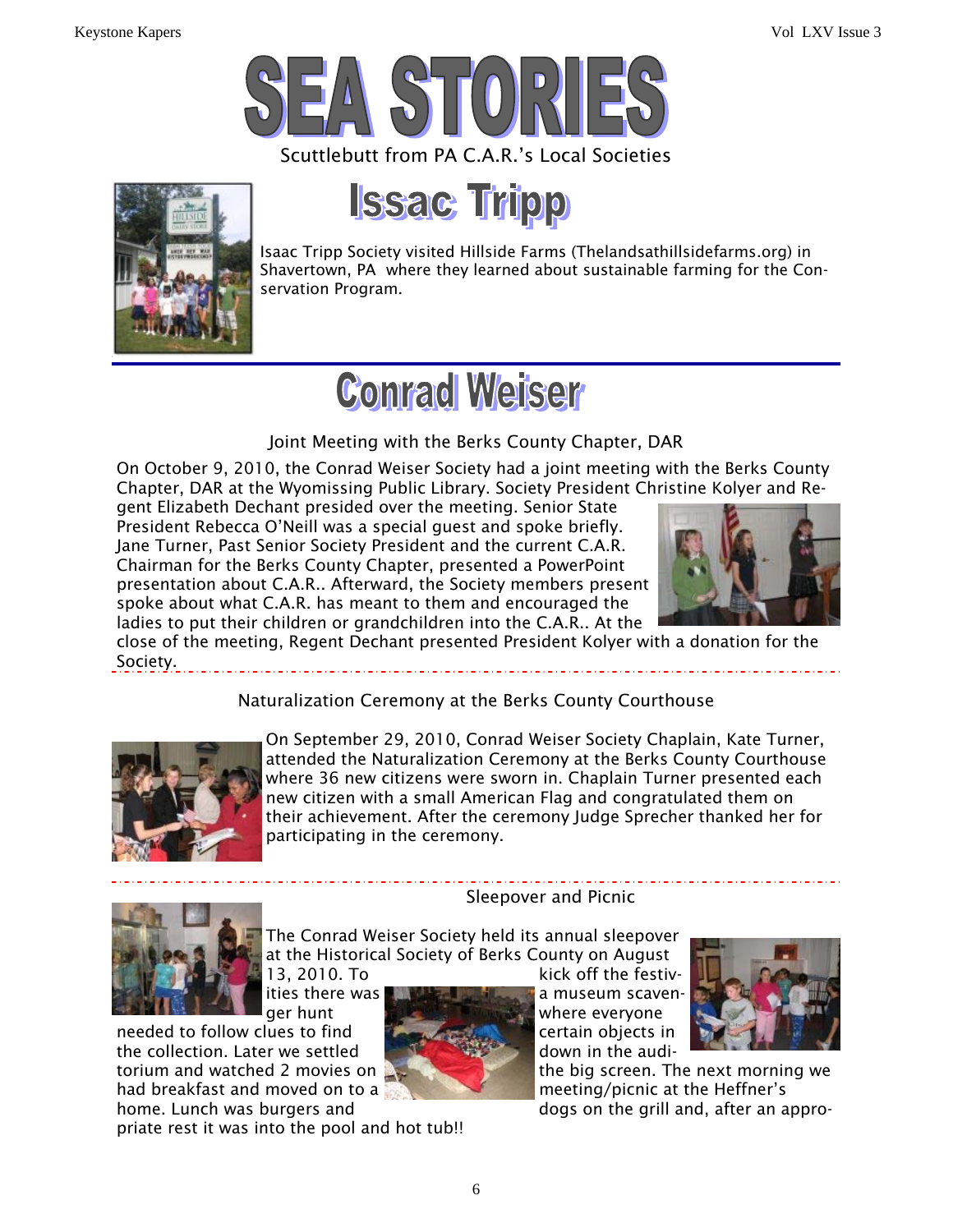# SEA STORIES

Scuttlebutt from PA C.A.R.'s Local Societies

## Issac Tripp

Isaac Tripp Society visited Hillside Farms (Thelandsathillsidefarms.org) in Shavertown, PA where they learned about sustainable farming for the Conservation Program.

---

## Conrad Weiser

### Joint Meeting with the Berks County Chapter, DAR

On October 9, 2010, the Conrad Weiser Society had a joint meeting with the Berks County Chapter, DAR at the Wyomissing Public Library. Society President Christine Kolyer and Regent Elizabeth Dechant presided over the meeting. Senior State President Rebecca O'Neill was a special guest and spoke briefly. Jane Turner, Past Senior Society President and the current C.A.R. Chairman for the Berks County Chapter, presented a PowerPoint presentation about C.A.R.. Afterward, the Society members present spoke about what C.A.R. has meant to them and encouraged the ladies to put their children or grandchildren into the C.A.R.. At the close of the meeting, Regent Dechant presented President Kolyer with a donation for the Society.

### Naturalization Ceremony at the Berks County Courthouse

On September 29, 2010, Conrad Weiser Society Chaplain, Kate Turner, attended the Naturalization Ceremony at the Berks County Courthouse where 36 new citizens were sworn in. Chaplain Turner presented each new citizen with a small American Flag and congratulated them on their achievement. After the ceremony Judge Sprecher thanked her for participating in the ceremony.

### Sleepover and Picnic

The Conrad Weiser Society held its annual sleepover at the Historical Society of Berks County on August 13, 2010. To kick off the festivities there was a museum scavenger hunt where everyone needed to follow clues to find certain objects in the collection. Later we settled down in the auditorium and watched 2 movies on the big screen. The next morning we had breakfast and moved on to a meeting/picnic at the Heffner's home. Lunch was burgers and dogs on the grill and, after an appropriate rest it was into the pool and hot tub!!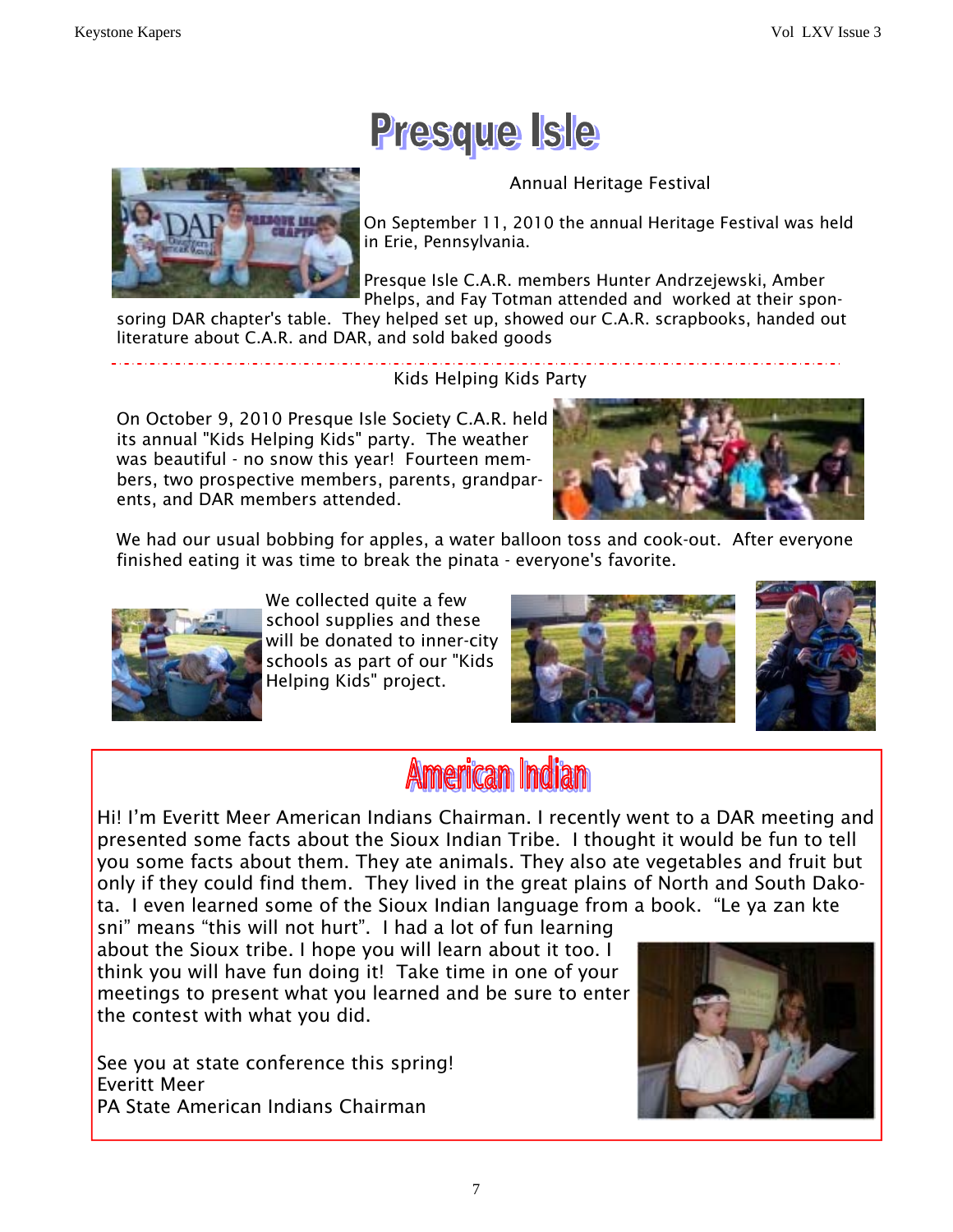# Presque Isle

## Annual Heritage Festival

On September 11, 2010 the annual Heritage Festival was held in Erie, Pennsylvania.

Presque Isle C.A.R. members Hunter Andrzejewski, Amber Phelps, and Fay Totman attended and worked at their sponsoring DAR chapter's table. They helped set up, showed our C.A.R. scrapbooks, handed out literature about C.A.R. and DAR, and sold baked goods

---

## Kids Helping Kids Party

On October 9, 2010 Presque Isle Society C.A.R. held its annual "Kids Helping Kids" party. The weather was beautiful - no snow this year! Fourteen members, two prospective members, parents, grandparents, and DAR members attended.

We had our usual bobbing for apples, a water balloon toss and cook-out. After everyone finished eating it was time to break the pinata - everyone's favorite.

We collected quite a few school supplies and these will be donated to inner-city schools as part of our "Kids Helping Kids" project.

# American Indian

Hi! I'm Everitt Meer American Indians Chairman. I recently went to a DAR meeting and presented some facts about the Sioux Indian Tribe. I thought it would be fun to tell you some facts about them. They ate animals. They also ate vegetables and fruit but only if they could find them. They lived in the great plains of North and South Dakota. I even learned some of the Sioux Indian language from a book. "Le ya zan kte sni" means "this will not hurt". I had a lot of fun learning about the Sioux tribe. I hope you will learn about it too. I think you will have fun doing it! Take time in one of your meetings to present what you learned and be sure to enter the contest with what you did.

See you at state conference this spring!
Everitt Meer
PA State American Indians Chairman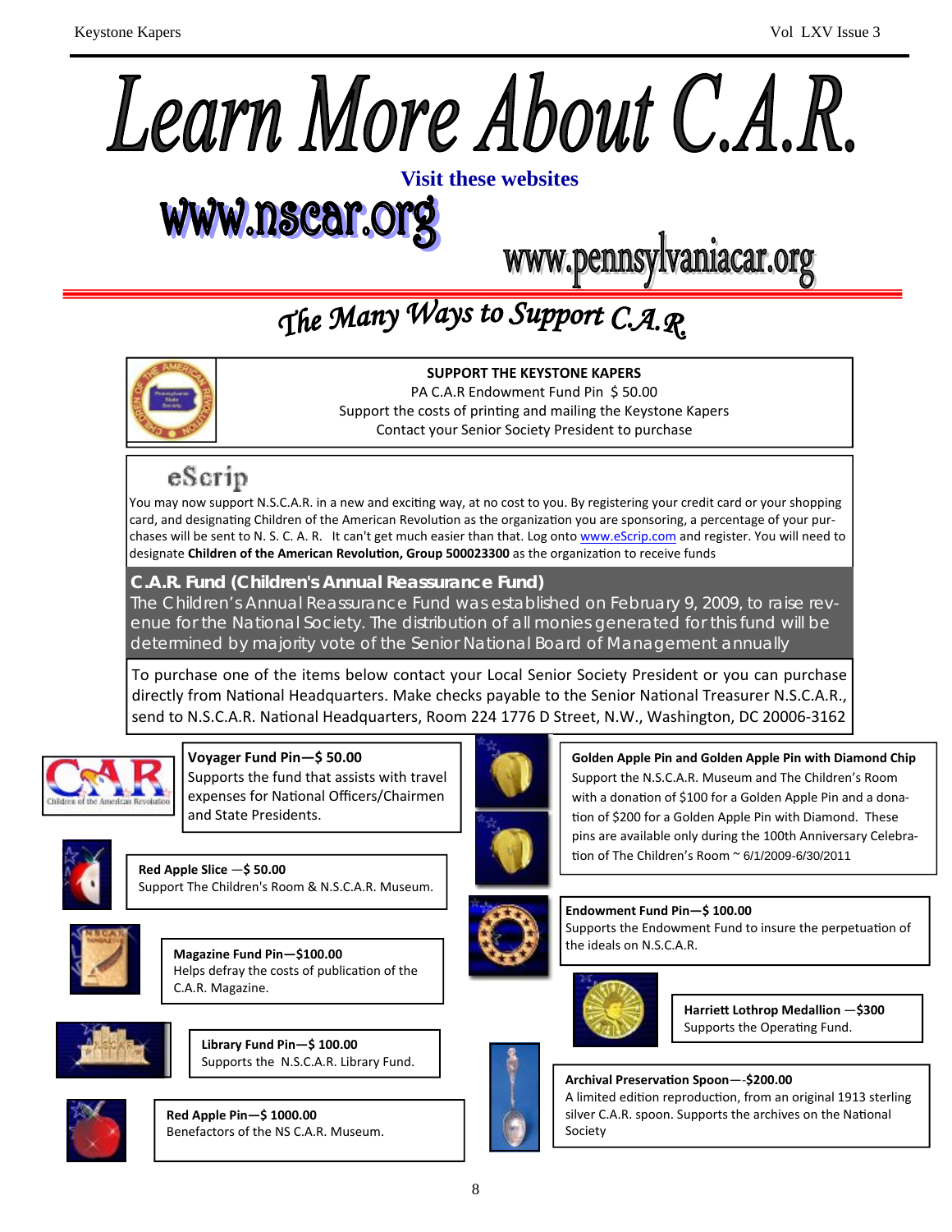# Learn More About C.A.R.

**Visit these websites**

www.nscar.org

www.pennsylvaniacar.org

## The Many Ways to Support C.A.R.

**SUPPORT THE KEYSTONE KAPERS**

PA C.A.R Endowment Fund Pin $ 50.00

Support the costs of printing and mailing the Keystone Kapers

Contact your Senior Society President to purchase

### eScrip

You may now support N.S.C.A.R. in a new and exciting way, at no cost to you. By registering your credit card or your shopping card, and designating Children of the American Revolution as the organization you are sponsoring, a percentage of your purchases will be sent to N. S. C. A. R. It can't get much easier than that. Log onto www.eScrip.com and register. You will need to designate **Children of the American Revolution, Group 500023300** as the organization to receive funds

### C.A.R. Fund (Children's Annual Reassurance Fund)

The Children's Annual Reassurance Fund was established on February 9, 2009, to raise revenue for the National Society. The distribution of all monies generated for this fund will be determined by majority vote of the Senior National Board of Management annually

To purchase one of the items below contact your Local Senior Society President or you can purchase directly from National Headquarters. Make checks payable to the Senior National Treasurer N.S.C.A.R., send to N.S.C.A.R. National Headquarters, Room 224 1776 D Street, N.W., Washington, DC 20006-3162

**Voyager Fund Pin—$ 50.00**
Supports the fund that assists with travel expenses for National Officers/Chairmen and State Presidents.

**Red Apple Slice —$ 50.00**
Support The Children's Room & N.S.C.A.R. Museum.

**Magazine Fund Pin—$100.00**
Helps defray the costs of publication of the C.A.R. Magazine.

**Library Fund Pin—$ 100.00**
Supports the N.S.C.A.R. Library Fund.

**Red Apple Pin—$ 1000.00**
Benefactors of the NS C.A.R. Museum.

**Golden Apple Pin and Golden Apple Pin with Diamond Chip**
Support the N.S.C.A.R. Museum and The Children's Room with a donation of $100 for a Golden Apple Pin and a donation of $200 for a Golden Apple Pin with Diamond. These pins are available only during the 100th Anniversary Celebration of The Children's Room ~ 6/1/2009-6/30/2011

**Endowment Fund Pin—$ 100.00**
Supports the Endowment Fund to insure the perpetuation of the ideals on N.S.C.A.R.

**Harriett Lothrop Medallion —$300**
Supports the Operating Fund.

**Archival Preservation Spoon—-$200.00**
A limited edition reproduction, from an original 1913 sterling silver C.A.R. spoon. Supports the archives on the National Society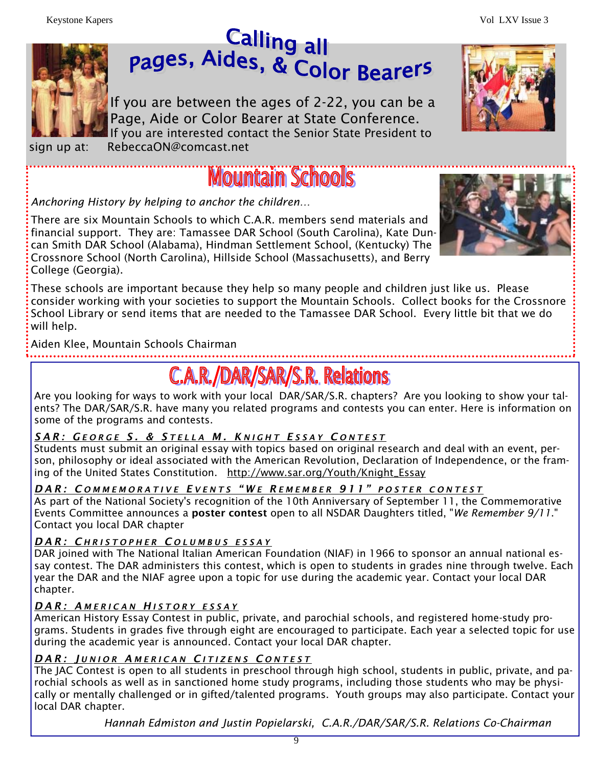# Calling all Pages, Aides, & Color Bearers

If you are between the ages of 2-22, you can be a Page, Aide or Color Bearer at State Conference.
If you are interested contact the Senior State President to sign up at: RebeccaON@comcast.net

## Mountain Schools

*Anchoring History by helping to anchor the children…*

There are six Mountain Schools to which C.A.R. members send materials and financial support. They are: Tamassee DAR School (South Carolina), Kate Duncan Smith DAR School (Alabama), Hindman Settlement School, (Kentucky) The Crossnore School (North Carolina), Hillside School (Massachusetts), and Berry College (Georgia).

These schools are important because they help so many people and children just like us. Please consider working with your societies to support the Mountain Schools. Collect books for the Crossnore School Library or send items that are needed to the Tamassee DAR School. Every little bit that we do will help.

Aiden Klee, Mountain Schools Chairman

## C.A.R./DAR/SAR/S.R. Relations

Are you looking for ways to work with your local DAR/SAR/S.R. chapters? Are you looking to show your talents? The DAR/SAR/S.R. have many you related programs and contests you can enter. Here is information on some of the programs and contests.

### *SAR: George S. & Stella M. Knight Essay Contest*

Students must submit an original essay with topics based on original research and deal with an event, person, philosophy or ideal associated with the American Revolution, Declaration of Independence, or the framing of the United States Constitution. http://www.sar.org/Youth/Knight_Essay

### *DAR: Commemorative Events "We Remember 911" poster contest*

As part of the National Society's recognition of the 10th Anniversary of September 11, the Commemorative Events Committee announces a **poster contest** open to all NSDAR Daughters titled, "*We Remember 9/11*." Contact you local DAR chapter

### *DAR: Christopher Columbus essay*

DAR joined with The National Italian American Foundation (NIAF) in 1966 to sponsor an annual national essay contest. The DAR administers this contest, which is open to students in grades nine through twelve. Each year the DAR and the NIAF agree upon a topic for use during the academic year. Contact your local DAR chapter.

### *DAR: American History essay*

American History Essay Contest in public, private, and parochial schools, and registered home-study programs. Students in grades five through eight are encouraged to participate. Each year a selected topic for use during the academic year is announced. Contact your local DAR chapter.

### *DAR: Junior American Citizens Contest*

The JAC Contest is open to all students in preschool through high school, students in public, private, and parochial schools as well as in sanctioned home study programs, including those students who may be physically or mentally challenged or in gifted/talented programs. Youth groups may also participate. Contact your local DAR chapter.

*Hannah Edmiston and Justin Popielarski, C.A.R./DAR/SAR/S.R. Relations Co-Chairman*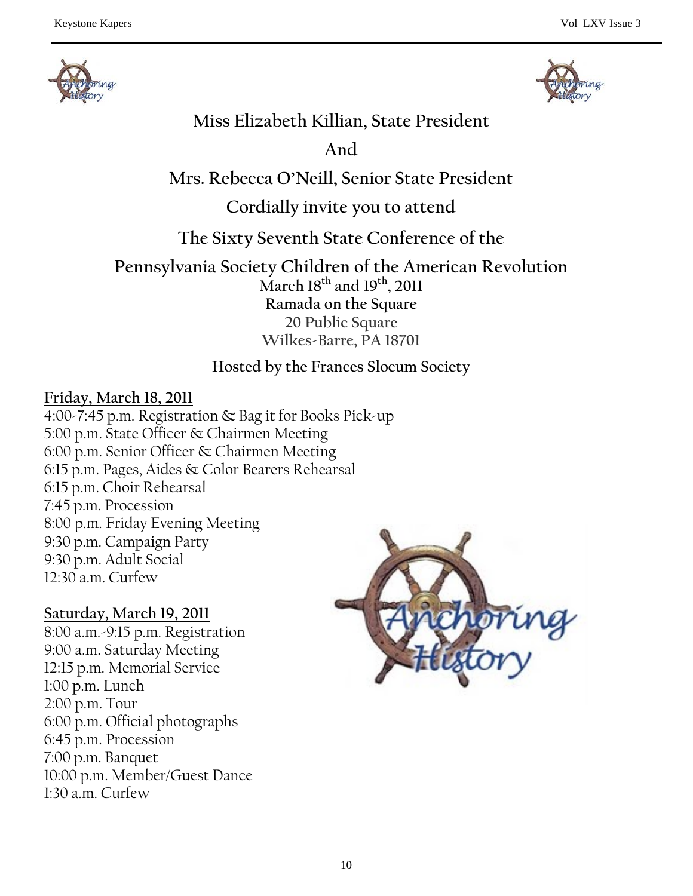**Miss Elizabeth Killian, State President**

**And**

**Mrs. Rebecca O'Neill, Senior State President**

**Cordially invite you to attend**

**The Sixty Seventh State Conference of the**

**Pennsylvania Society Children of the American Revolution**

**March 18th and 19th, 2011**

**Ramada on the Square**

**20 Public Square**

**Wilkes-Barre, PA 18701**

**Hosted by the Frances Slocum Society**

**Friday, March 18, 2011**

4:00-7:45 p.m. Registration & Bag it for Books Pick-up
5:00 p.m. State Officer & Chairmen Meeting
6:00 p.m. Senior Officer & Chairmen Meeting
6:15 p.m. Pages, Aides & Color Bearers Rehearsal
6:15 p.m. Choir Rehearsal
7:45 p.m. Procession
8:00 p.m. Friday Evening Meeting
9:30 p.m. Campaign Party
9:30 p.m. Adult Social
12:30 a.m. Curfew

**Saturday, March 19, 2011**

8:00 a.m.-9:15 p.m. Registration
9:00 a.m. Saturday Meeting
12:15 p.m. Memorial Service
1:00 p.m. Lunch
2:00 p.m. Tour
6:00 p.m. Official photographs
6:45 p.m. Procession
7:00 p.m. Banquet
10:00 p.m. Member/Guest Dance
1:30 a.m. Curfew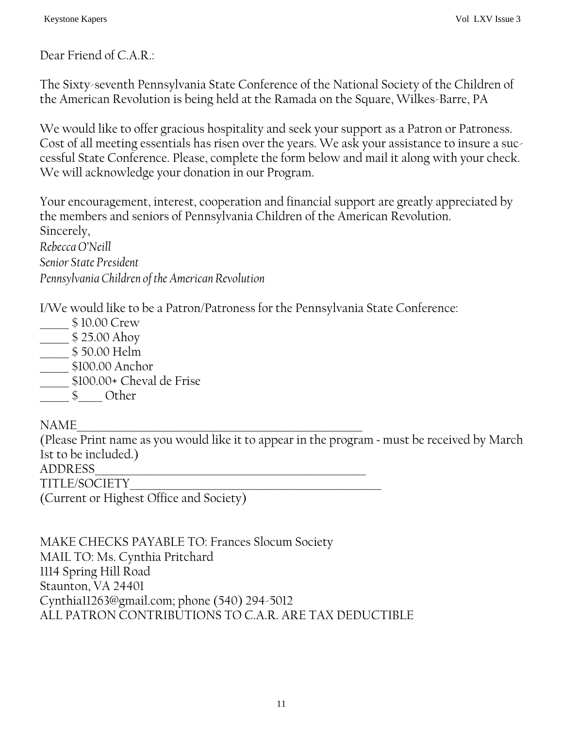Dear Friend of C.A.R.:

The Sixty-seventh Pennsylvania State Conference of the National Society of the Children of the American Revolution is being held at the Ramada on the Square, Wilkes-Barre, PA

We would like to offer gracious hospitality and seek your support as a Patron or Patroness. Cost of all meeting essentials has risen over the years. We ask your assistance to insure a successful State Conference. Please, complete the form below and mail it along with your check. We will acknowledge your donation in our Program.

Your encouragement, interest, cooperation and financial support are greatly appreciated by the members and seniors of Pennsylvania Children of the American Revolution.
Sincerely,
*Rebecca O'Neill*
*Senior State President*
*Pennsylvania Children of the American Revolution*

I/We would like to be a Patron/Patroness for the Pennsylvania State Conference:
_____ $ 10.00 Crew
_____ $ 25.00 Ahoy
_____ $ 50.00 Helm
_____ $100.00 Anchor
_____ $100.00+ Cheval de Frise
_____ $____ Other

NAME______________________________________________________
(Please Print name as you would like it to appear in the program - must be received by March 1st to be included.)
ADDRESS___________________________________________________
TITLE/SOCIETY______________________________________________
(Current or Highest Office and Society)

MAKE CHECKS PAYABLE TO: Frances Slocum Society
MAIL TO: Ms. Cynthia Pritchard
1114 Spring Hill Road
Staunton, VA 24401
Cynthia11263@gmail.com; phone (540) 294-5012
ALL PATRON CONTRIBUTIONS TO C.A.R. ARE TAX DEDUCTIBLE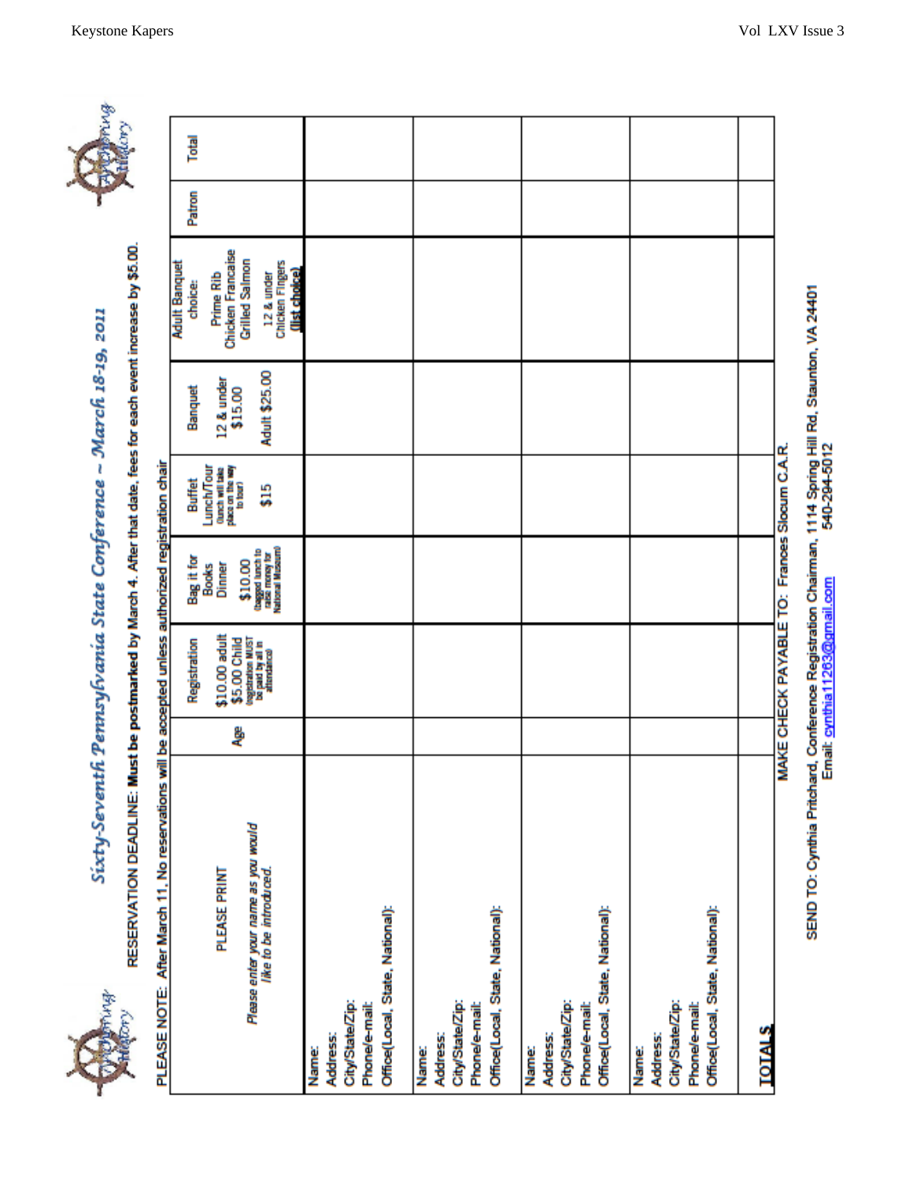# Sixty-Seventh Pennsylvania State Conference ~ March 18-19, 2011

RESERVATION DEADLINE: **Must be postmarked** by March 4. After that date, fees for each event increase by $5.00.

PLEASE NOTE: After March 11, No reservations will be accepted unless authorized registration chair

| PLEASE PRINT<br>*Please enter your name as you would like to be introduced.* | Age | Registration<br>$10.00 adult<br>$5.00 Child<br>(registration MUST be paid by all in attendance) | Bag it for Books Dinner<br>$10.00<br>(bagged lunch to raise money for National Museum) | Buffet Lunch/Tour<br>(lunch will take place on the way to tour)<br>$15 | Banquet<br>12 & under $15.00<br>Adult $25.00 | Adult Banquet choice:<br>Prime Rib<br>Chicken Francaise<br>Grilled Salmon<br>12 & under Chicken Fingers<br>**(list choice)** | Patron | Total |
|---|---|---|---|---|---|---|---|---|
| Name:<br>Address:<br>City/State/Zip:<br>Phone/e-mail:<br>Office(Local, State, National): | | | | | | | | |
| Name:<br>Address:<br>City/State/Zip:<br>Phone/e-mail:<br>Office(Local, State, National): | | | | | | | | |
| Name:<br>Address:<br>City/State/Zip:<br>Phone/e-mail:<br>Office(Local, State, National): | | | | | | | | |
| Name:<br>Address:<br>City/State/Zip:<br>Phone/e-mail:<br>Office(Local, State, National): | | | | | | | | |
| **TOTALS** | | | | | | | | |

MAKE CHECK PAYABLE TO: Frances Slocum C.A.R.

SEND TO: Cynthia Pritchard, Conference Registration Chairman, 1114 Spring Hill Rd, Staunton, VA 24401
Email: cynthia11263@gmail.com 540-294-5012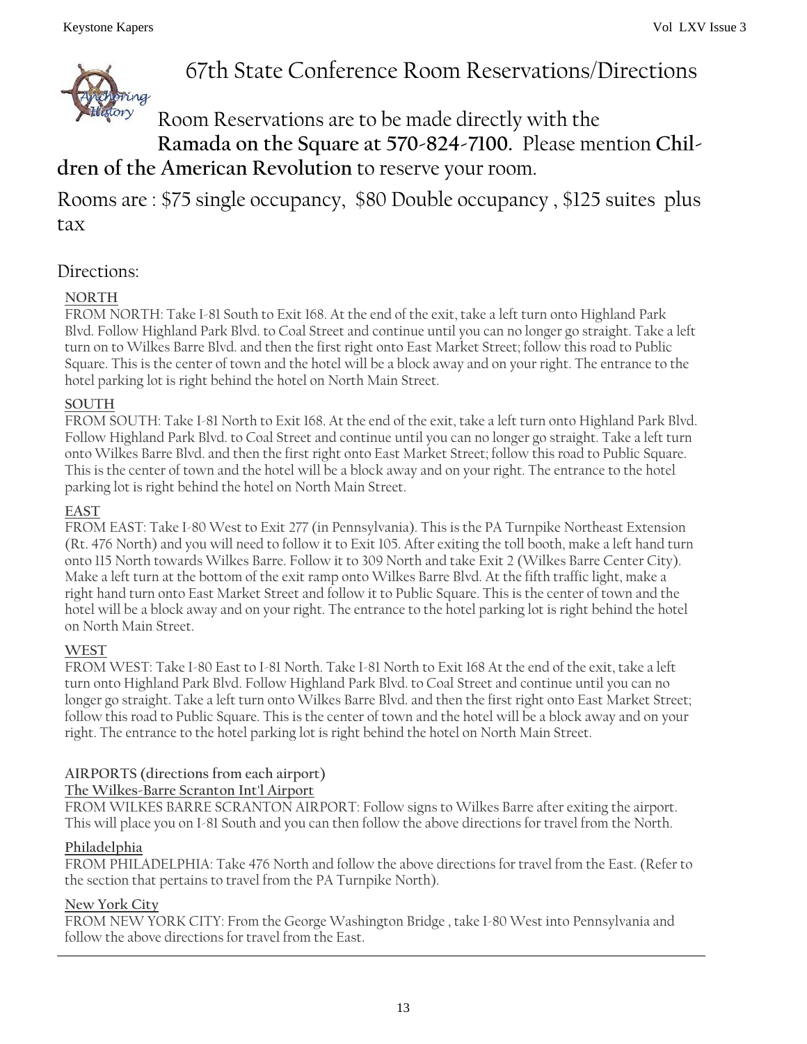# 67th State Conference Room Reservations/Directions

Room Reservations are to be made directly with the **Ramada on the Square at 570-824-7100.** Please mention **Children of the American Revolution** to reserve your room.

Rooms are : $75 single occupancy, $80 Double occupancy , $125 suites plus tax

## Directions:

### NORTH

FROM NORTH: Take I-81 South to Exit 168. At the end of the exit, take a left turn onto Highland Park Blvd. Follow Highland Park Blvd. to Coal Street and continue until you can no longer go straight. Take a left turn on to Wilkes Barre Blvd. and then the first right onto East Market Street; follow this road to Public Square. This is the center of town and the hotel will be a block away and on your right. The entrance to the hotel parking lot is right behind the hotel on North Main Street.

### SOUTH

FROM SOUTH: Take I-81 North to Exit 168. At the end of the exit, take a left turn onto Highland Park Blvd. Follow Highland Park Blvd. to Coal Street and continue until you can no longer go straight. Take a left turn onto Wilkes Barre Blvd. and then the first right onto East Market Street; follow this road to Public Square. This is the center of town and the hotel will be a block away and on your right. The entrance to the hotel parking lot is right behind the hotel on North Main Street.

### EAST

FROM EAST: Take I-80 West to Exit 277 (in Pennsylvania). This is the PA Turnpike Northeast Extension (Rt. 476 North) and you will need to follow it to Exit 105. After exiting the toll booth, make a left hand turn onto 115 North towards Wilkes Barre. Follow it to 309 North and take Exit 2 (Wilkes Barre Center City). Make a left turn at the bottom of the exit ramp onto Wilkes Barre Blvd. At the fifth traffic light, make a right hand turn onto East Market Street and follow it to Public Square. This is the center of town and the hotel will be a block away and on your right. The entrance to the hotel parking lot is right behind the hotel on North Main Street.

### WEST

FROM WEST: Take I-80 East to I-81 North. Take I-81 North to Exit 168 At the end of the exit, take a left turn onto Highland Park Blvd. Follow Highland Park Blvd. to Coal Street and continue until you can no longer go straight. Take a left turn onto Wilkes Barre Blvd. and then the first right onto East Market Street; follow this road to Public Square. This is the center of town and the hotel will be a block away and on your right. The entrance to the hotel parking lot is right behind the hotel on North Main Street.

### AIRPORTS (directions from each airport)

#### The Wilkes-Barre Scranton Int'l Airport

FROM WILKES BARRE SCRANTON AIRPORT: Follow signs to Wilkes Barre after exiting the airport. This will place you on I-81 South and you can then follow the above directions for travel from the North.

#### Philadelphia

FROM PHILADELPHIA: Take 476 North and follow the above directions for travel from the East. (Refer to the section that pertains to travel from the PA Turnpike North).

#### New York City

FROM NEW YORK CITY: From the George Washington Bridge , take I-80 West into Pennsylvania and follow the above directions for travel from the East.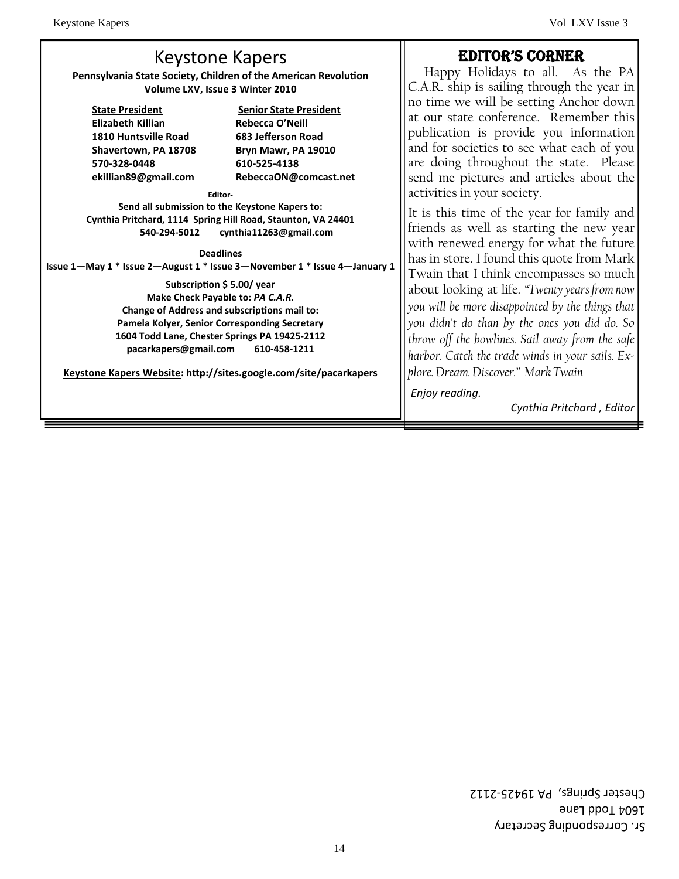# Keystone Kapers

**Pennsylvania State Society, Children of the American Revolution**
**Volume LXV, Issue 3 Winter 2010**

| **State President** | **Senior State President** |
|---|---|
| **Elizabeth Killian** | **Rebecca O'Neill** |
| **1810 Huntsville Road** | **683 Jefferson Road** |
| **Shavertown, PA 18708** | **Bryn Mawr, PA 19010** |
| **570-328-0448** | **610-525-4138** |
| **ekillian89@gmail.com** | **RebeccaON@comcast.net** |

**Editor-**
**Send all submission to the Keystone Kapers to:**
**Cynthia Pritchard, 1114 Spring Hill Road, Staunton, VA 24401**
**540-294-5012 cynthia11263@gmail.com**

**Deadlines**
**Issue 1—May 1 * Issue 2—August 1 * Issue 3—November 1 * Issue 4—January 1**

**Subscription $ 5.00/ year**
**Make Check Payable to: *PA C.A.R.***
**Change of Address and subscriptions mail to:**
**Pamela Kolyer, Senior Corresponding Secretary**
**1604 Todd Lane, Chester Springs PA 19425-2112**
**pacarkapers@gmail.com 610-458-1211**

**Keystone Kapers Website: http://sites.google.com/site/pacarkapers**

## EDITOR'S CORNER

Happy Holidays to all. As the PA C.A.R. ship is sailing through the year in no time we will be setting Anchor down at our state conference. Remember this publication is provide you information and for societies to see what each of you are doing throughout the state. Please send me pictures and articles about the activities in your society.

It is this time of the year for family and friends as well as starting the new year with renewed energy for what the future has in store. I found this quote from Mark Twain that I think encompasses so much about looking at life. *"Twenty years from now you will be more disappointed by the things that you didn't do than by the ones you did do. So throw off the bowlines. Sail away from the safe harbor. Catch the trade winds in your sails. Explore. Dream. Discover."* Mark Twain

*Enjoy reading.*

*Cynthia Pritchard , Editor*

Sr. Corresponding Secretary
1604 Todd Lane
Chester Springs, PA 19425-2112